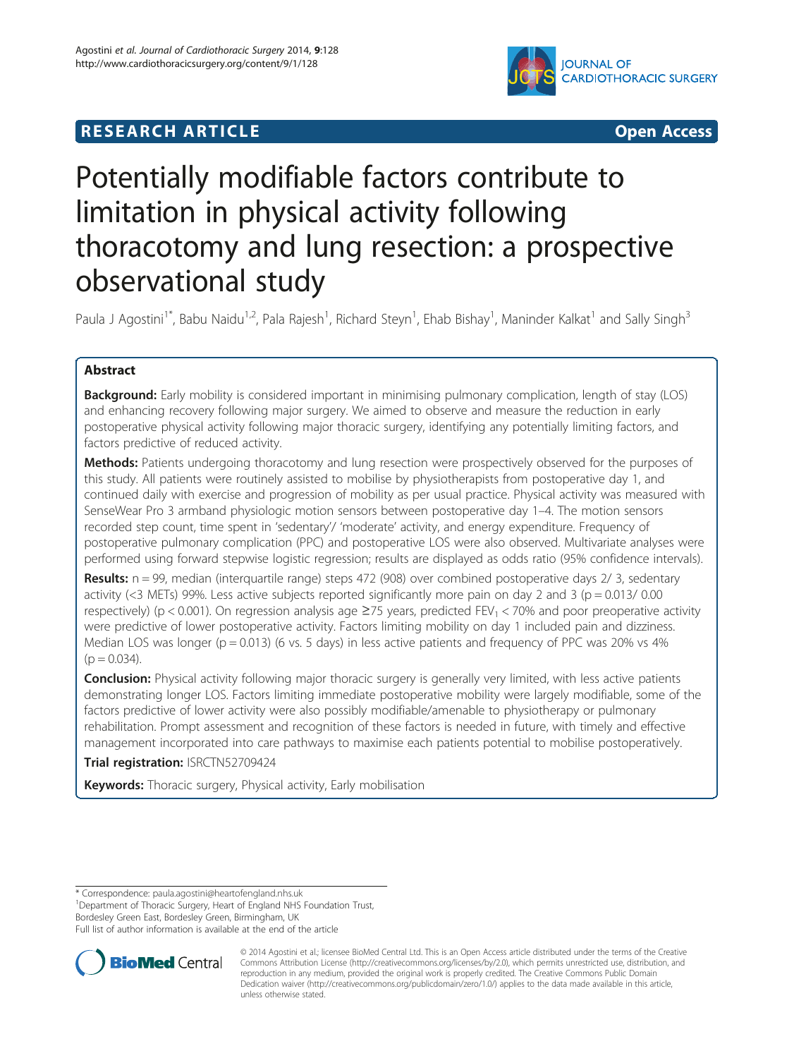RESEARCH ARTICLE **Open Access**

# Potentially modifiable factors contribute to limitation in physical activity following thoracotomy and lung resection: a prospective observational study

Paula J Agostini[1*], Babu Naidu[1,2], Pala Rajesh[1], Richard Steyn[1], Ehab Bishay[1], Maninder Kalkat[1] and Sally Singh[3]

## Abstract

**Background:** Early mobility is considered important in minimising pulmonary complication, length of stay (LOS) and enhancing recovery following major surgery. We aimed to observe and measure the reduction in early postoperative physical activity following major thoracic surgery, identifying any potentially limiting factors, and factors predictive of reduced activity.

**Methods:** Patients undergoing thoracotomy and lung resection were prospectively observed for the purposes of this study. All patients were routinely assisted to mobilise by physiotherapists from postoperative day 1, and continued daily with exercise and progression of mobility as per usual practice. Physical activity was measured with SenseWear Pro 3 armband physiologic motion sensors between postoperative day 1–4. The motion sensors recorded step count, time spent in 'sedentary'/ 'moderate' activity, and energy expenditure. Frequency of postoperative pulmonary complication (PPC) and postoperative LOS were also observed. Multivariate analyses were performed using forward stepwise logistic regression; results are displayed as odds ratio (95% confidence intervals).

**Results:** n = 99, median (interquartile range) steps 472 (908) over combined postoperative days 2/ 3, sedentary activity (<3 METs) 99%. Less active subjects reported significantly more pain on day 2 and 3 (p = 0.013/ 0.00 respectively) (p < 0.001). On regression analysis age ≥75 years, predicted $FEV_1$ < 70% and poor preoperative activity were predictive of lower postoperative activity. Factors limiting mobility on day 1 included pain and dizziness. Median LOS was longer (p = 0.013) (6 vs. 5 days) in less active patients and frequency of PPC was 20% vs 4% (p = 0.034).

**Conclusion:** Physical activity following major thoracic surgery is generally very limited, with less active patients demonstrating longer LOS. Factors limiting immediate postoperative mobility were largely modifiable, some of the factors predictive of lower activity were also possibly modifiable/amenable to physiotherapy or pulmonary rehabilitation. Prompt assessment and recognition of these factors is needed in future, with timely and effective management incorporated into care pathways to maximise each patients potential to mobilise postoperatively.

**Trial registration:** ISRCTN52709424

**Keywords:** Thoracic surgery, Physical activity, Early mobilisation

---

\* Correspondence: paula.agostini@heartofengland.nhs.uk
[1]Department of Thoracic Surgery, Heart of England NHS Foundation Trust, Bordesley Green East, Bordesley Green, Birmingham, UK
Full list of author information is available at the end of the article

© 2014 Agostini et al.; licensee BioMed Central Ltd. This is an Open Access article distributed under the terms of the Creative Commons Attribution License (http://creativecommons.org/licenses/by/2.0), which permits unrestricted use, distribution, and reproduction in any medium, provided the original work is properly credited. The Creative Commons Public Domain Dedication waiver (http://creativecommons.org/publicdomain/zero/1.0/) applies to the data made available in this article, unless otherwise stated.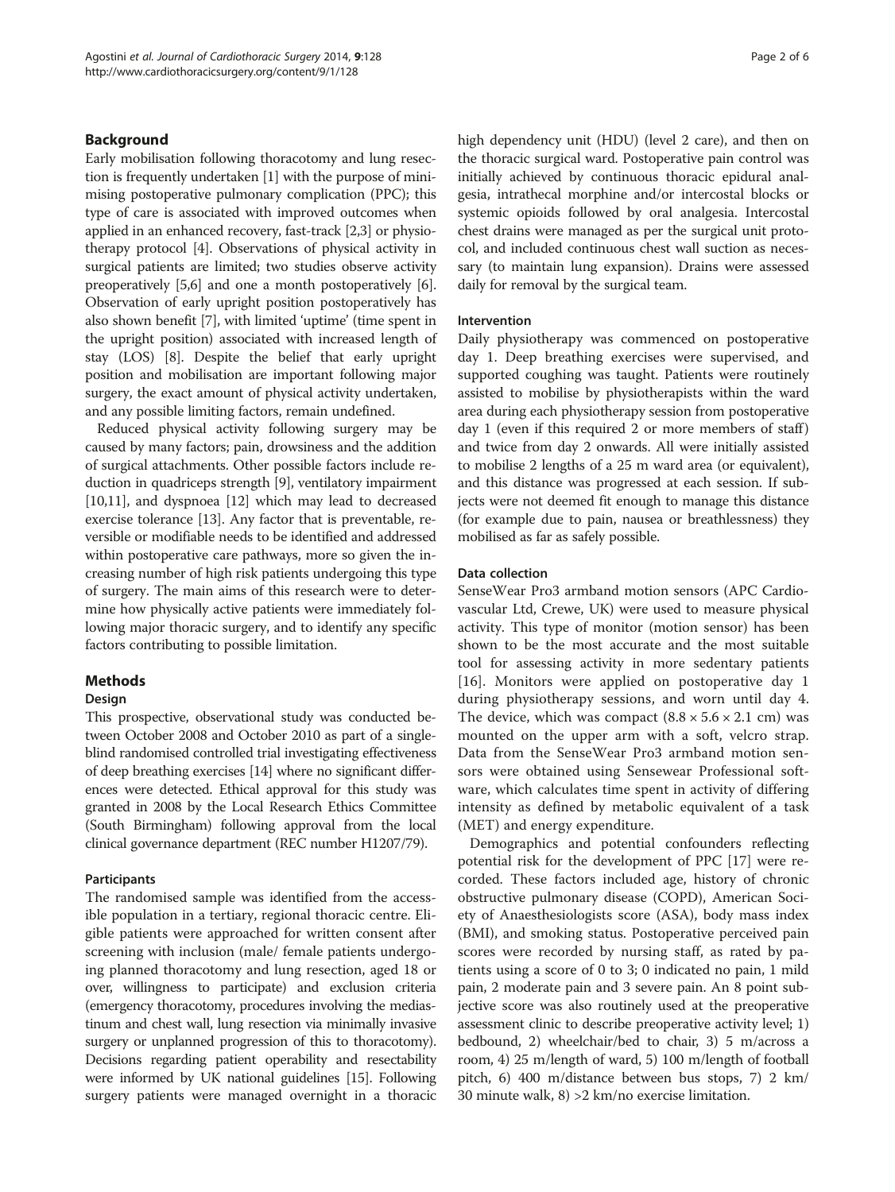## Background

Early mobilisation following thoracotomy and lung resection is frequently undertaken [1] with the purpose of minimising postoperative pulmonary complication (PPC); this type of care is associated with improved outcomes when applied in an enhanced recovery, fast-track [2,3] or physiotherapy protocol [4]. Observations of physical activity in surgical patients are limited; two studies observe activity preoperatively [5,6] and one a month postoperatively [6]. Observation of early upright position postoperatively has also shown benefit [7], with limited 'uptime' (time spent in the upright position) associated with increased length of stay (LOS) [8]. Despite the belief that early upright position and mobilisation are important following major surgery, the exact amount of physical activity undertaken, and any possible limiting factors, remain undefined.

Reduced physical activity following surgery may be caused by many factors; pain, drowsiness and the addition of surgical attachments. Other possible factors include reduction in quadriceps strength [9], ventilatory impairment [10,11], and dyspnoea [12] which may lead to decreased exercise tolerance [13]. Any factor that is preventable, reversible or modifiable needs to be identified and addressed within postoperative care pathways, more so given the increasing number of high risk patients undergoing this type of surgery. The main aims of this research were to determine how physically active patients were immediately following major thoracic surgery, and to identify any specific factors contributing to possible limitation.

## Methods

### Design

This prospective, observational study was conducted between October 2008 and October 2010 as part of a single-blind randomised controlled trial investigating effectiveness of deep breathing exercises [14] where no significant differences were detected. Ethical approval for this study was granted in 2008 by the Local Research Ethics Committee (South Birmingham) following approval from the local clinical governance department (REC number H1207/79).

#### Participants

The randomised sample was identified from the accessible population in a tertiary, regional thoracic centre. Eligible patients were approached for written consent after screening with inclusion (male/ female patients undergoing planned thoracotomy and lung resection, aged 18 or over, willingness to participate) and exclusion criteria (emergency thoracotomy, procedures involving the mediastinum and chest wall, lung resection via minimally invasive surgery or unplanned progression of this to thoracotomy). Decisions regarding patient operability and resectability were informed by UK national guidelines [15]. Following surgery patients were managed overnight in a thoracic high dependency unit (HDU) (level 2 care), and then on the thoracic surgical ward. Postoperative pain control was initially achieved by continuous thoracic epidural analgesia, intrathecal morphine and/or intercostal blocks or systemic opioids followed by oral analgesia. Intercostal chest drains were managed as per the surgical unit protocol, and included continuous chest wall suction as necessary (to maintain lung expansion). Drains were assessed daily for removal by the surgical team.

#### Intervention

Daily physiotherapy was commenced on postoperative day 1. Deep breathing exercises were supervised, and supported coughing was taught. Patients were routinely assisted to mobilise by physiotherapists within the ward area during each physiotherapy session from postoperative day 1 (even if this required 2 or more members of staff) and twice from day 2 onwards. All were initially assisted to mobilise 2 lengths of a 25 m ward area (or equivalent), and this distance was progressed at each session. If subjects were not deemed fit enough to manage this distance (for example due to pain, nausea or breathlessness) they mobilised as far as safely possible.

#### Data collection

SenseWear Pro3 armband motion sensors (APC Cardiovascular Ltd, Crewe, UK) were used to measure physical activity. This type of monitor (motion sensor) has been shown to be the most accurate and the most suitable tool for assessing activity in more sedentary patients [16]. Monitors were applied on postoperative day 1 during physiotherapy sessions, and worn until day 4. The device, which was compact ($8.8 \times 5.6 \times 2.1$ cm) was mounted on the upper arm with a soft, velcro strap. Data from the SenseWear Pro3 armband motion sensors were obtained using Sensewear Professional software, which calculates time spent in activity of differing intensity as defined by metabolic equivalent of a task (MET) and energy expenditure.

Demographics and potential confounders reflecting potential risk for the development of PPC [17] were recorded. These factors included age, history of chronic obstructive pulmonary disease (COPD), American Society of Anaesthesiologists score (ASA), body mass index (BMI), and smoking status. Postoperative perceived pain scores were recorded by nursing staff, as rated by patients using a score of 0 to 3; 0 indicated no pain, 1 mild pain, 2 moderate pain and 3 severe pain. An 8 point subjective score was also routinely used at the preoperative assessment clinic to describe preoperative activity level; 1) bedbound, 2) wheelchair/bed to chair, 3) 5 m/across a room, 4) 25 m/length of ward, 5) 100 m/length of football pitch, 6) 400 m/distance between bus stops, 7) 2 km/ 30 minute walk, 8) >2 km/no exercise limitation.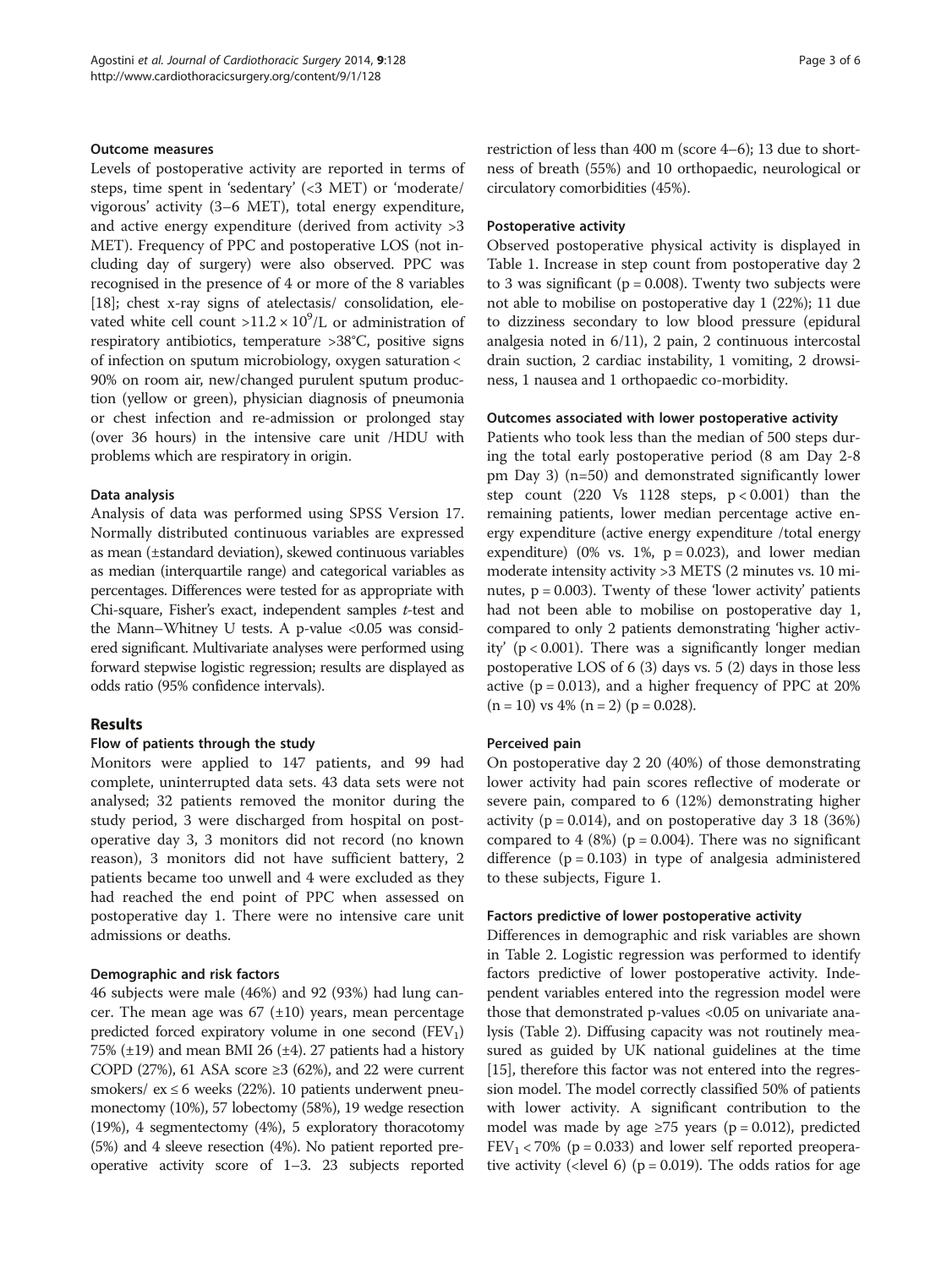### Outcome measures

Levels of postoperative activity are reported in terms of steps, time spent in 'sedentary' (<3 MET) or 'moderate/ vigorous' activity (3–6 MET), total energy expenditure, and active energy expenditure (derived from activity >3 MET). Frequency of PPC and postoperative LOS (not including day of surgery) were also observed. PPC was recognised in the presence of 4 or more of the 8 variables [18]; chest x-ray signs of atelectasis/ consolidation, elevated white cell count $>11.2 \times 10^9$/L or administration of respiratory antibiotics, temperature >38°C, positive signs of infection on sputum microbiology, oxygen saturation < 90% on room air, new/changed purulent sputum production (yellow or green), physician diagnosis of pneumonia or chest infection and re-admission or prolonged stay (over 36 hours) in the intensive care unit /HDU with problems which are respiratory in origin.

### Data analysis

Analysis of data was performed using SPSS Version 17. Normally distributed continuous variables are expressed as mean (±standard deviation), skewed continuous variables as median (interquartile range) and categorical variables as percentages. Differences were tested for as appropriate with Chi-square, Fisher's exact, independent samples *t*-test and the Mann–Whitney U tests. A p-value <0.05 was considered significant. Multivariate analyses were performed using forward stepwise logistic regression; results are displayed as odds ratio (95% confidence intervals).

## Results

### Flow of patients through the study

Monitors were applied to 147 patients, and 99 had complete, uninterrupted data sets. 43 data sets were not analysed; 32 patients removed the monitor during the study period, 3 were discharged from hospital on postoperative day 3, 3 monitors did not record (no known reason), 3 monitors did not have sufficient battery, 2 patients became too unwell and 4 were excluded as they had reached the end point of PPC when assessed on postoperative day 1. There were no intensive care unit admissions or deaths.

### Demographic and risk factors

46 subjects were male (46%) and 92 (93%) had lung cancer. The mean age was 67 (±10) years, mean percentage predicted forced expiratory volume in one second ($FEV_1$) 75% (±19) and mean BMI 26 (±4). 27 patients had a history COPD (27%), 61 ASA score ≥3 (62%), and 22 were current smokers/ ex ≤ 6 weeks (22%). 10 patients underwent pneumonectomy (10%), 57 lobectomy (58%), 19 wedge resection (19%), 4 segmentectomy (4%), 5 exploratory thoracotomy (5%) and 4 sleeve resection (4%). No patient reported preoperative activity score of 1–3. 23 subjects reported restriction of less than 400 m (score 4–6); 13 due to shortness of breath (55%) and 10 orthopaedic, neurological or circulatory comorbidities (45%).

### Postoperative activity

Observed postoperative physical activity is displayed in Table 1. Increase in step count from postoperative day 2 to 3 was significant (p = 0.008). Twenty two subjects were not able to mobilise on postoperative day 1 (22%); 11 due to dizziness secondary to low blood pressure (epidural analgesia noted in 6/11), 2 pain, 2 continuous intercostal drain suction, 2 cardiac instability, 1 vomiting, 2 drowsiness, 1 nausea and 1 orthopaedic co-morbidity.

### Outcomes associated with lower postoperative activity

Patients who took less than the median of 500 steps during the total early postoperative period (8 am Day 2-8 pm Day 3) (n=50) and demonstrated significantly lower step count (220 Vs 1128 steps, p < 0.001) than the remaining patients, lower median percentage active energy expenditure (active energy expenditure /total energy expenditure) (0% vs. 1%, p = 0.023), and lower median moderate intensity activity >3 METS (2 minutes vs. 10 minutes, p = 0.003). Twenty of these 'lower activity' patients had not been able to mobilise on postoperative day 1, compared to only 2 patients demonstrating 'higher activity' (p < 0.001). There was a significantly longer median postoperative LOS of 6 (3) days vs. 5 (2) days in those less active (p = 0.013), and a higher frequency of PPC at 20% (n = 10) vs 4% (n = 2) (p = 0.028).

### Perceived pain

On postoperative day 2 20 (40%) of those demonstrating lower activity had pain scores reflective of moderate or severe pain, compared to 6 (12%) demonstrating higher activity (p = 0.014), and on postoperative day 3 18 (36%) compared to 4 (8%) (p = 0.004). There was no significant difference (p = 0.103) in type of analgesia administered to these subjects, Figure 1.

### Factors predictive of lower postoperative activity

Differences in demographic and risk variables are shown in Table 2. Logistic regression was performed to identify factors predictive of lower postoperative activity. Independent variables entered into the regression model were those that demonstrated p-values <0.05 on univariate analysis (Table 2). Diffusing capacity was not routinely measured as guided by UK national guidelines at the time [15], therefore this factor was not entered into the regression model. The model correctly classified 50% of patients with lower activity. A significant contribution to the model was made by age ≥75 years (p = 0.012), predicted $FEV_1$ < 70% (p = 0.033) and lower self reported preoperative activity (<level 6) (p = 0.019). The odds ratios for age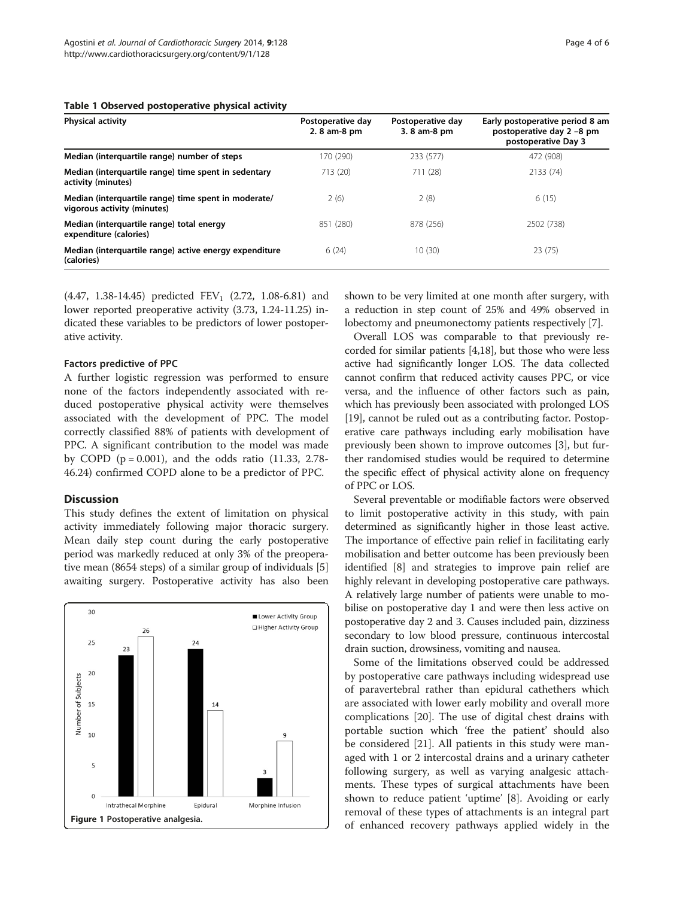**Table 1 Observed postoperative physical activity**

| Physical activity | Postoperative day 2. 8 am-8 pm | Postoperative day 3. 8 am-8 pm | Early postoperative period 8 am postoperative day 2 –8 pm postoperative Day 3 |
|---|---|---|---|
| Median (interquartile range) number of steps | 170 (290) | 233 (577) | 472 (908) |
| Median (interquartile range) time spent in sedentary activity (minutes) | 713 (20) | 711 (28) | 2133 (74) |
| Median (interquartile range) time spent in moderate/ vigorous activity (minutes) | 2 (6) | 2 (8) | 6 (15) |
| Median (interquartile range) total energy expenditure (calories) | 851 (280) | 878 (256) | 2502 (738) |
| Median (interquartile range) active energy expenditure (calories) | 6 (24) | 10 (30) | 23 (75) |

(4.47, 1.38-14.45) predicted $FEV_1$ (2.72, 1.08-6.81) and lower reported preoperative activity (3.73, 1.24-11.25) indicated these variables to be predictors of lower postoperative activity.

### Factors predictive of PPC

A further logistic regression was performed to ensure none of the factors independently associated with reduced postoperative physical activity were themselves associated with the development of PPC. The model correctly classified 88% of patients with development of PPC. A significant contribution to the model was made by COPD ($p = 0.001$), and the odds ratio (11.33, 2.78-46.24) confirmed COPD alone to be a predictor of PPC.

## Discussion

This study defines the extent of limitation on physical activity immediately following major thoracic surgery. Mean daily step count during the early postoperative period was markedly reduced at only 3% of the preoperative mean (8654 steps) of a similar group of individuals [5] awaiting surgery. Postoperative activity has also been shown to be very limited at one month after surgery, with a reduction in step count of 25% and 49% observed in lobectomy and pneumonectomy patients respectively [7].

Overall LOS was comparable to that previously recorded for similar patients [4,18], but those who were less active had significantly longer LOS. The data collected cannot confirm that reduced activity causes PPC, or vice versa, and the influence of other factors such as pain, which has previously been associated with prolonged LOS [19], cannot be ruled out as a contributing factor. Postoperative care pathways including early mobilisation have previously been shown to improve outcomes [3], but further randomised studies would be required to determine the specific effect of physical activity alone on frequency of PPC or LOS.

Several preventable or modifiable factors were observed to limit postoperative activity in this study, with pain determined as significantly higher in those least active. The importance of effective pain relief in facilitating early mobilisation and better outcome has been previously been identified [8] and strategies to improve pain relief are highly relevant in developing postoperative care pathways. A relatively large number of patients were unable to mobilise on postoperative day 1 and were then less active on postoperative day 2 and 3. Causes included pain, dizziness secondary to low blood pressure, continuous intercostal drain suction, drowsiness, vomiting and nausea.

Some of the limitations observed could be addressed by postoperative care pathways including widespread use of paravertebral rather than epidural cathethers which are associated with lower early mobility and overall more complications [20]. The use of digital chest drains with portable suction which 'free the patient' should also be considered [21]. All patients in this study were managed with 1 or 2 intercostal drains and a urinary catheter following surgery, as well as varying analgesic attachments. These types of surgical attachments have been shown to reduce patient 'uptime' [8]. Avoiding or early removal of these types of attachments is an integral part of enhanced recovery pathways applied widely in the

Figure 1 Postoperative analgesia.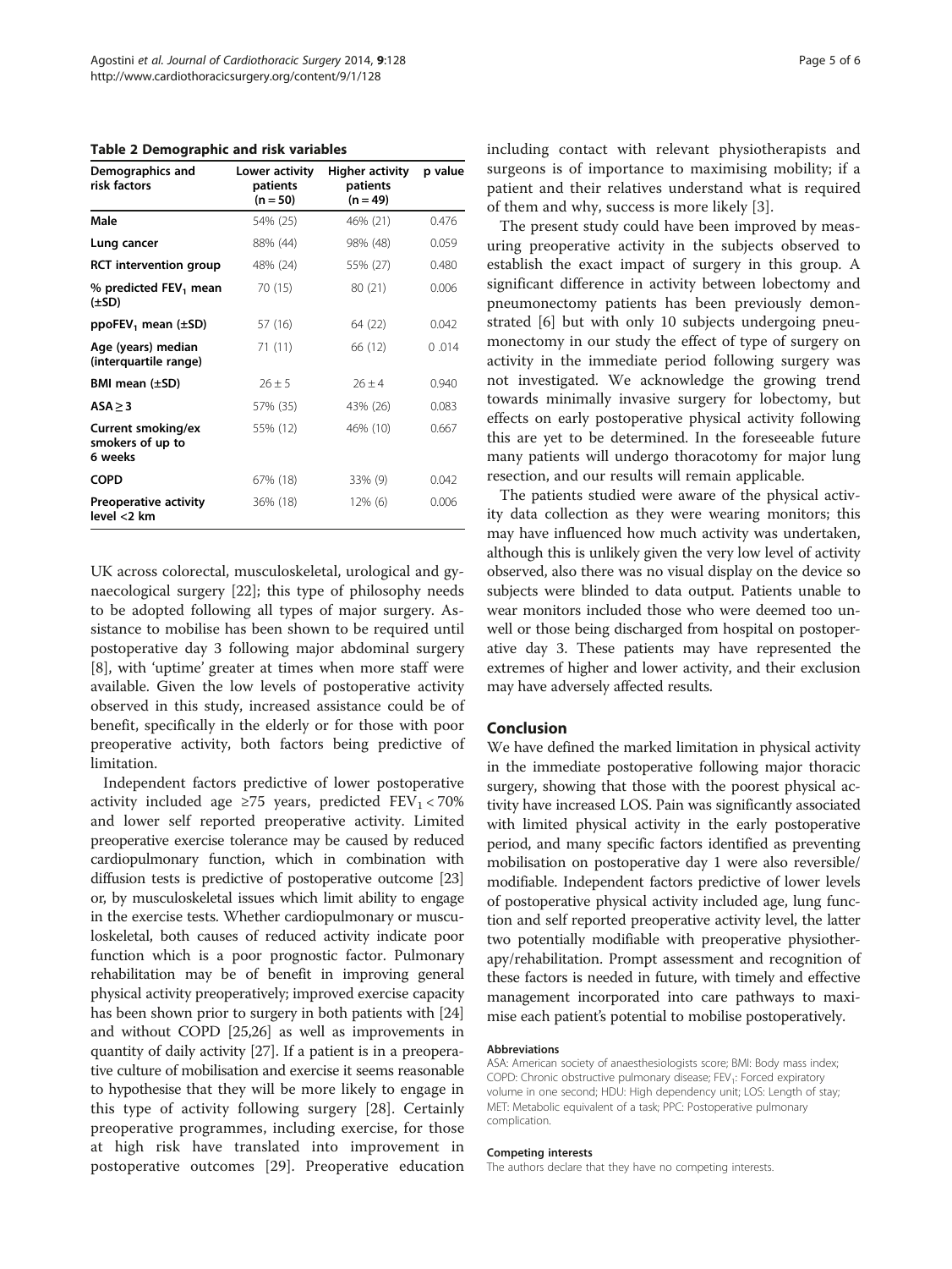**Table 2 Demographic and risk variables**

| Demographics and risk factors | Lower activity patients (n = 50) | Higher activity patients (n = 49) | p value |
|---|---|---|---|
| **Male** | 54% (25) | 46% (21) | 0.476 |
| **Lung cancer** | 88% (44) | 98% (48) | 0.059 |
| **RCT intervention group** | 48% (24) | 55% (27) | 0.480 |
| **% predicted $FEV_1$ mean (±SD)** | 70 (15) | 80 (21) | 0.006 |
| **ppo$FEV_1$ mean (±SD)** | 57 (16) | 64 (22) | 0.042 |
| **Age (years) median (interquartile range)** | 71 (11) | 66 (12) | 0 .014 |
| **BMI mean (±SD)** | 26 ± 5 | 26 ± 4 | 0.940 |
| **ASA ≥ 3** | 57% (35) | 43% (26) | 0.083 |
| **Current smoking/ex smokers of up to 6 weeks** | 55% (12) | 46% (10) | 0.667 |
| **COPD** | 67% (18) | 33% (9) | 0.042 |
| **Preoperative activity level <2 km** | 36% (18) | 12% (6) | 0.006 |

UK across colorectal, musculoskeletal, urological and gynaecological surgery [22]; this type of philosophy needs to be adopted following all types of major surgery. Assistance to mobilise has been shown to be required until postoperative day 3 following major abdominal surgery [8], with 'uptime' greater at times when more staff were available. Given the low levels of postoperative activity observed in this study, increased assistance could be of benefit, specifically in the elderly or for those with poor preoperative activity, both factors being predictive of limitation.

Independent factors predictive of lower postoperative activity included age ≥75 years, predicted $FEV_1 < 70\%$ and lower self reported preoperative activity. Limited preoperative exercise tolerance may be caused by reduced cardiopulmonary function, which in combination with diffusion tests is predictive of postoperative outcome [23] or, by musculoskeletal issues which limit ability to engage in the exercise tests. Whether cardiopulmonary or musculoskeletal, both causes of reduced activity indicate poor function which is a poor prognostic factor. Pulmonary rehabilitation may be of benefit in improving general physical activity preoperatively; improved exercise capacity has been shown prior to surgery in both patients with [24] and without COPD [25,26] as well as improvements in quantity of daily activity [27]. If a patient is in a preoperative culture of mobilisation and exercise it seems reasonable to hypothesise that they will be more likely to engage in this type of activity following surgery [28]. Certainly preoperative programmes, including exercise, for those at high risk have translated into improvement in postoperative outcomes [29]. Preoperative education including contact with relevant physiotherapists and surgeons is of importance to maximising mobility; if a patient and their relatives understand what is required of them and why, success is more likely [3].

The present study could have been improved by measuring preoperative activity in the subjects observed to establish the exact impact of surgery in this group. A significant difference in activity between lobectomy and pneumonectomy patients has been previously demonstrated [6] but with only 10 subjects undergoing pneumonectomy in our study the effect of type of surgery on activity in the immediate period following surgery was not investigated. We acknowledge the growing trend towards minimally invasive surgery for lobectomy, but effects on early postoperative physical activity following this are yet to be determined. In the foreseeable future many patients will undergo thoracotomy for major lung resection, and our results will remain applicable.

The patients studied were aware of the physical activity data collection as they were wearing monitors; this may have influenced how much activity was undertaken, although this is unlikely given the very low level of activity observed, also there was no visual display on the device so subjects were blinded to data output. Patients unable to wear monitors included those who were deemed too unwell or those being discharged from hospital on postoperative day 3. These patients may have represented the extremes of higher and lower activity, and their exclusion may have adversely affected results.

## Conclusion

We have defined the marked limitation in physical activity in the immediate postoperative following major thoracic surgery, showing that those with the poorest physical activity have increased LOS. Pain was significantly associated with limited physical activity in the early postoperative period, and many specific factors identified as preventing mobilisation on postoperative day 1 were also reversible/modifiable. Independent factors predictive of lower levels of postoperative physical activity included age, lung function and self reported preoperative activity level, the latter two potentially modifiable with preoperative physiotherapy/rehabilitation. Prompt assessment and recognition of these factors is needed in future, with timely and effective management incorporated into care pathways to maximise each patient's potential to mobilise postoperatively.

#### Abbreviations

ASA: American society of anaesthesiologists score; BMI: Body mass index; COPD: Chronic obstructive pulmonary disease; $FEV_1$: Forced expiratory volume in one second; HDU: High dependency unit; LOS: Length of stay; MET: Metabolic equivalent of a task; PPC: Postoperative pulmonary complication.

#### Competing interests

The authors declare that they have no competing interests.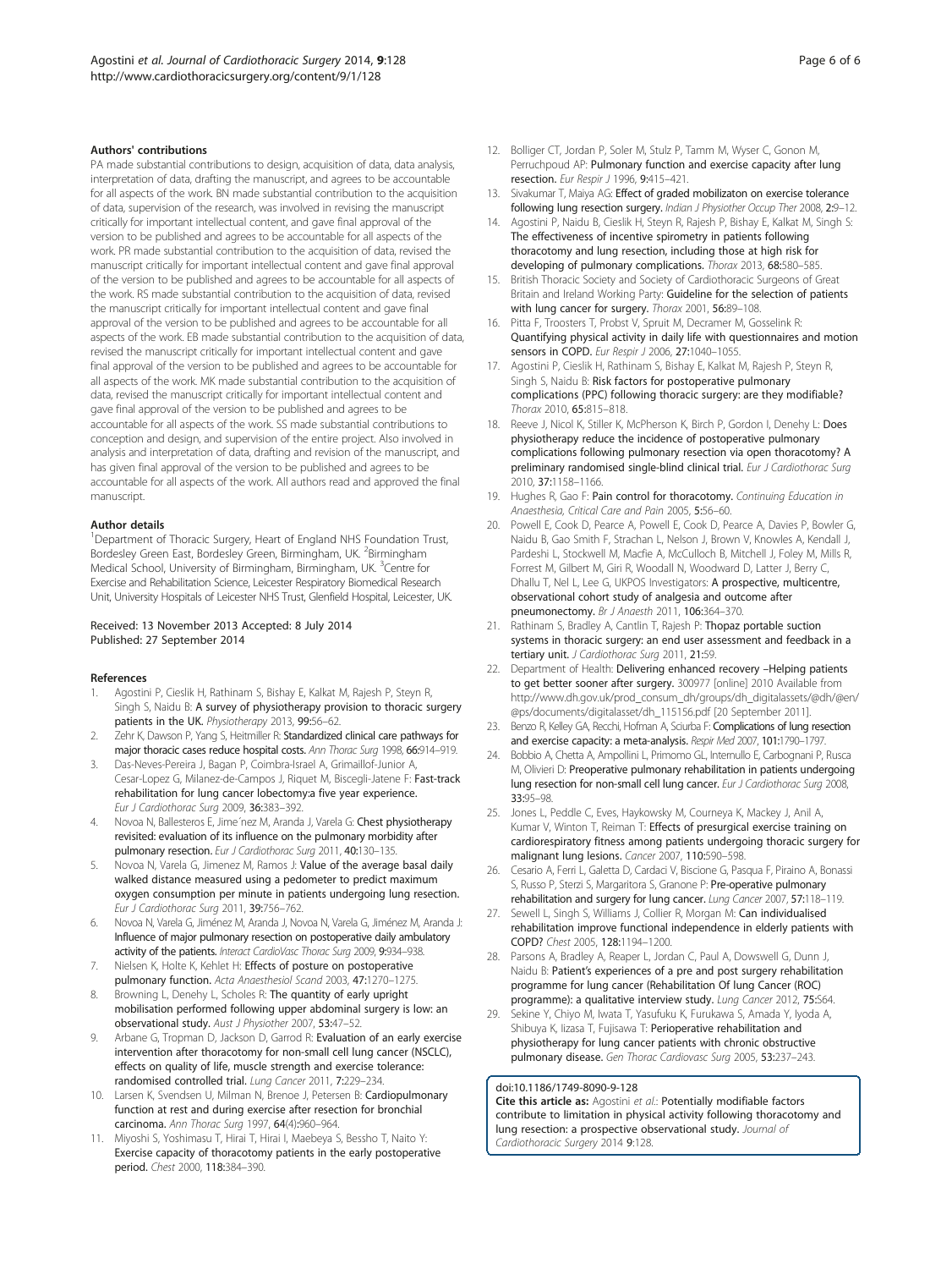### Authors' contributions

PA made substantial contributions to design, acquisition of data, data analysis, interpretation of data, drafting the manuscript, and agrees to be accountable for all aspects of the work. BN made substantial contribution to the acquisition of data, supervision of the research, was involved in revising the manuscript critically for important intellectual content, and gave final approval of the version to be published and agrees to be accountable for all aspects of the work. PR made substantial contribution to the acquisition of data, revised the manuscript critically for important intellectual content and gave final approval of the version to be published and agrees to be accountable for all aspects of the work. RS made substantial contribution to the acquisition of data, revised the manuscript critically for important intellectual content and gave final approval of the version to be published and agrees to be accountable for all aspects of the work. EB made substantial contribution to the acquisition of data, revised the manuscript critically for important intellectual content and gave final approval of the version to be published and agrees to be accountable for all aspects of the work. MK made substantial contribution to the acquisition of data, revised the manuscript critically for important intellectual content and gave final approval of the version to be published and agrees to be accountable for all aspects of the work. SS made substantial contributions to conception and design, and supervision of the entire project. Also involved in analysis and interpretation of data, drafting and revision of the manuscript, and has given final approval of the version to be published and agrees to be accountable for all aspects of the work. All authors read and approved the final manuscript.

### Author details

[1]Department of Thoracic Surgery, Heart of England NHS Foundation Trust, Bordesley Green East, Bordesley Green, Birmingham, UK. [2]Birmingham Medical School, University of Birmingham, Birmingham, UK. [3]Centre for Exercise and Rehabilitation Science, Leicester Respiratory Biomedical Research Unit, University Hospitals of Leicester NHS Trust, Glenfield Hospital, Leicester, UK.

Received: 13 November 2013 Accepted: 8 July 2014
Published: 27 September 2014

### References

1. Agostini P, Cieslik H, Rathinam S, Bishay E, Kalkat M, Rajesh P, Steyn R, Singh S, Naidu B: **A survey of physiotherapy provision to thoracic surgery patients in the UK.** *Physiotherapy* 2013, **99:**56–62.
2. Zehr K, Dawson P, Yang S, Heitmiller R: **Standardized clinical care pathways for major thoracic cases reduce hospital costs.** *Ann Thorac Surg* 1998, **66:**914–919.
3. Das-Neves-Pereira J, Bagan P, Coimbra-Israel A, Grimaillof-Junior A, Cesar-Lopez G, Milanez-de-Campos J, Riquet M, Biscegli-Jatene F: **Fast-track rehabilitation for lung cancer lobectomy:a five year experience.** *Eur J Cardiothorac Surg* 2009, **36:**383–392.
4. Novoa N, Ballesteros E, Jime´nez M, Aranda J, Varela G: **Chest physiotherapy revisited: evaluation of its influence on the pulmonary morbidity after pulmonary resection.** *Eur J Cardiothorac Surg* 2011, **40:**130–135.
5. Novoa N, Varela G, Jimenez M, Ramos J: **Value of the average basal daily walked distance measured using a pedometer to predict maximum oxygen consumption per minute in patients undergoing lung resection.** *Eur J Cardiothorac Surg* 2011, **39:**756–762.
6. Novoa N, Varela G, Jiménez M, Aranda J, Novoa N, Varela G, Jiménez M, Aranda J: **Influence of major pulmonary resection on postoperative daily ambulatory activity of the patients.** *Interact CardioVasc Thorac Surg* 2009, **9:**934–938.
7. Nielsen K, Holte K, Kehlet H: **Effects of posture on postoperative pulmonary function.** *Acta Anaesthesiol Scand* 2003, **47:**1270–1275.
8. Browning L, Denehy L, Scholes R: **The quantity of early upright mobilisation performed following upper abdominal surgery is low: an observational study.** *Aust J Physiother* 2007, **53:**47–52.
9. Arbane G, Tropman D, Jackson D, Garrod R: **Evaluation of an early exercise intervention after thoracotomy for non-small cell lung cancer (NSCLC), effects on quality of life, muscle strength and exercise tolerance: randomised controlled trial.** *Lung Cancer* 2011, **7:**229–234.
10. Larsen K, Svendsen U, Milman N, Brenoe J, Petersen B: **Cardiopulmonary function at rest and during exercise after resection for bronchial carcinoma.** *Ann Thorac Surg* 1997, **64**(4)**:**960–964.
11. Miyoshi S, Yoshimasu T, Hirai T, Hirai I, Maebeya S, Bessho T, Naito Y: **Exercise capacity of thoracotomy patients in the early postoperative period.** *Chest* 2000, **118:**384–390.
12. Bolliger CT, Jordan P, Soler M, Stulz P, Tamm M, Wyser C, Gonon M, Perruchpoud AP: **Pulmonary function and exercise capacity after lung resection.** *Eur Respir J* 1996, **9:**415–421.
13. Sivakumar T, Maiya AG: **Effect of graded mobilizaton on exercise tolerance following lung resection surgery.** *Indian J Physiother Occup Ther* 2008, **2:**9–12.
14. Agostini P, Naidu B, Cieslik H, Steyn R, Rajesh P, Bishay E, Kalkat M, Singh S: **The effectiveness of incentive spirometry in patients following thoracotomy and lung resection, including those at high risk for developing of pulmonary complications.** *Thorax* 2013, **68:**580–585.
15. British Thoracic Society and Society of Cardiothoracic Surgeons of Great Britain and Ireland Working Party: **Guideline for the selection of patients with lung cancer for surgery.** *Thorax* 2001, **56:**89–108.
16. Pitta F, Troosters T, Probst V, Spruit M, Decramer M, Gosselink R: **Quantifying physical activity in daily life with questionnaires and motion sensors in COPD.** *Eur Respir J* 2006, **27:**1040–1055.
17. Agostini P, Cieslik H, Rathinam S, Bishay E, Kalkat M, Rajesh P, Steyn R, Singh S, Naidu B: **Risk factors for postoperative pulmonary complications (PPC) following thoracic surgery: are they modifiable?** *Thorax* 2010, **65:**815–818.
18. Reeve J, Nicol K, Stiller K, McPherson K, Birch P, Gordon I, Denehy L: **Does physiotherapy reduce the incidence of postoperative pulmonary complications following pulmonary resection via open thoracotomy? A preliminary randomised single-blind clinical trial.** *Eur J Cardiothorac Surg* 2010, **37:**1158–1166.
19. Hughes R, Gao F: **Pain control for thoracotomy.** *Continuing Education in Anaesthesia, Critical Care and Pain* 2005, **5:**56–60.
20. Powell E, Cook D, Pearce A, Powell E, Cook D, Pearce A, Davies P, Bowler G, Naidu B, Gao Smith F, Strachan L, Nelson J, Brown V, Knowles A, Kendall J, Pardeshi L, Stockwell M, Macfie A, McCulloch B, Mitchell J, Foley M, Mills R, Forrest M, Gilbert M, Giri R, Woodall N, Woodward D, Latter J, Berry C, Dhallu T, Nel L, Lee G, UKPOS Investigators: **A prospective, multicentre, observational cohort study of analgesia and outcome after pneumonectomy.** *Br J Anaesth* 2011, **106:**364–370.
21. Rathinam S, Bradley A, Cantlin T, Rajesh P: **Thopaz portable suction systems in thoracic surgery: an end user assessment and feedback in a tertiary unit.** *J Cardiothorac Surg* 2011, **21:**59.
22. Department of Health: **Delivering enhanced recovery –Helping patients to get better sooner after surgery.** 300977 [online] 2010 Available from http://www.dh.gov.uk/prod_consum_dh/groups/dh_digitalassets/@dh/@en/@ps/documents/digitalasset/dh_115156.pdf [20 September 2011].
23. Benzo R, Kelley GA, Recchi, Hofman A, Sciurba F: **Complications of lung resection and exercise capacity: a meta-analysis.** *Respir Med* 2007, **101:**1790–1797.
24. Bobbio A, Chetta A, Ampollini L, Primomo GL, Internullo E, Carbognani P, Rusca M, Olivieri D: **Preoperative pulmonary rehabilitation in patients undergoing lung resection for non-small cell lung cancer.** *Eur J Cardiothorac Surg* 2008, **33:**95–98.
25. Jones L, Peddle C, Eves, Haykowsky M, Courneya K, Mackey J, Anil A, Kumar V, Winton T, Reiman T: **Effects of presurgical exercise training on cardiorespiratory fitness among patients undergoing thoracic surgery for malignant lung lesions.** *Cancer* 2007, **110:**590–598.
26. Cesario A, Ferri L, Galetta D, Cardaci V, Biscione G, Pasqua F, Piraino A, Bonassi S, Russo P, Sterzi S, Margaritora S, Granone P: **Pre-operative pulmonary rehabilitation and surgery for lung cancer.** *Lung Cancer* 2007, **57:**118–119.
27. Sewell L, Singh S, Williams J, Collier R, Morgan M: **Can individualised rehabilitation improve functional independence in elderly patients with COPD?** *Chest* 2005, **128:**1194–1200.
28. Parsons A, Bradley A, Reaper L, Jordan C, Paul A, Dowswell G, Dunn J, Naidu B: **Patient's experiences of a pre and post surgery rehabilitation programme for lung cancer (Rehabilitation Of lung Cancer (ROC) programme): a qualitative interview study.** *Lung Cancer* 2012, **75:**S64.
29. Sekine Y, Chiyo M, Iwata T, Yasufuku K, Furukawa S, Amada Y, Iyoda A, Shibuya K, Iizasa T, Fujisawa T: **Perioperative rehabilitation and physiotherapy for lung cancer patients with chronic obstructive pulmonary disease.** *Gen Thorac Cardiovasc Surg* 2005, **53:**237–243.

doi:10.1186/1749-8090-9-128

**Cite this article as:** Agostini *et al.*: Potentially modifiable factors contribute to limitation in physical activity following thoracotomy and lung resection: a prospective observational study. *Journal of Cardiothoracic Surgery* 2014 **9**:128.